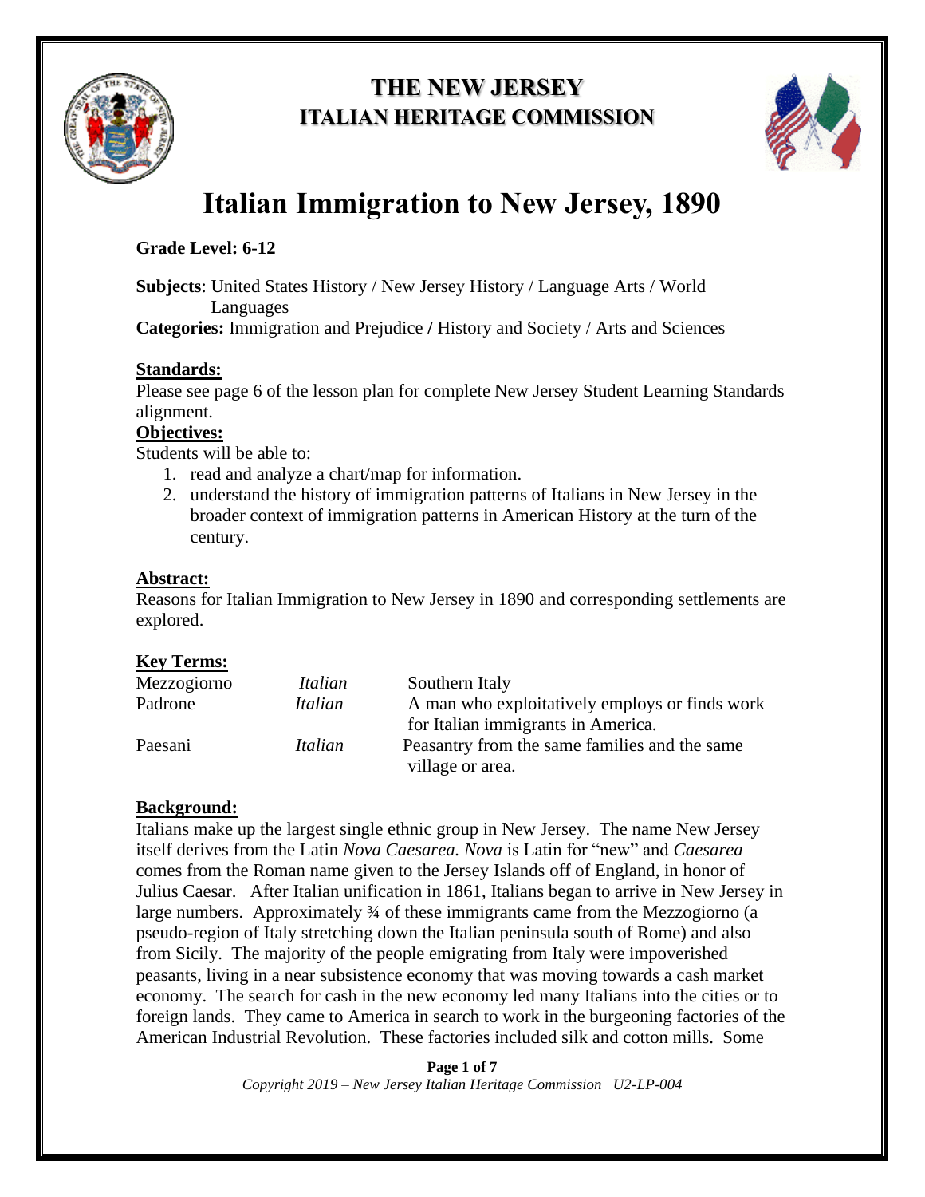# THE NEW JERSEY ITALIAN HERITAGE COMMISSION

# Italian Immigration to New Jersey, 1890

**Grade Level: 6-12**

**Subjects**: United States History / New Jersey History / Language Arts / World Languages

**Categories:** Immigration and Prejudice **/** History and Society / Arts and Sciences

**Standards:**

Please see page 6 of the lesson plan for complete New Jersey Student Learning Standards alignment.

**Objectives:**

Students will be able to:

1. read and analyze a chart/map for information.
2. understand the history of immigration patterns of Italians in New Jersey in the broader context of immigration patterns in American History at the turn of the century.

**Abstract:**

Reasons for Italian Immigration to New Jersey in 1890 and corresponding settlements are explored.

**Key Terms:**

| | | |
|---|---|---|
| Mezzogiorno | *Italian* | Southern Italy |
| Padrone | *Italian* | A man who exploitatively employs or finds work for Italian immigrants in America. |
| Paesani | *Italian* | Peasantry from the same families and the same village or area. |

**Background:**

Italians make up the largest single ethnic group in New Jersey. The name New Jersey itself derives from the Latin *Nova Caesarea. Nova* is Latin for "new" and *Caesarea* comes from the Roman name given to the Jersey Islands off of England, in honor of Julius Caesar. After Italian unification in 1861, Italians began to arrive in New Jersey in large numbers. Approximately ¾ of these immigrants came from the Mezzogiorno (a pseudo-region of Italy stretching down the Italian peninsula south of Rome) and also from Sicily. The majority of the people emigrating from Italy were impoverished peasants, living in a near subsistence economy that was moving towards a cash market economy. The search for cash in the new economy led many Italians into the cities or to foreign lands. They came to America in search to work in the burgeoning factories of the American Industrial Revolution. These factories included silk and cotton mills. Some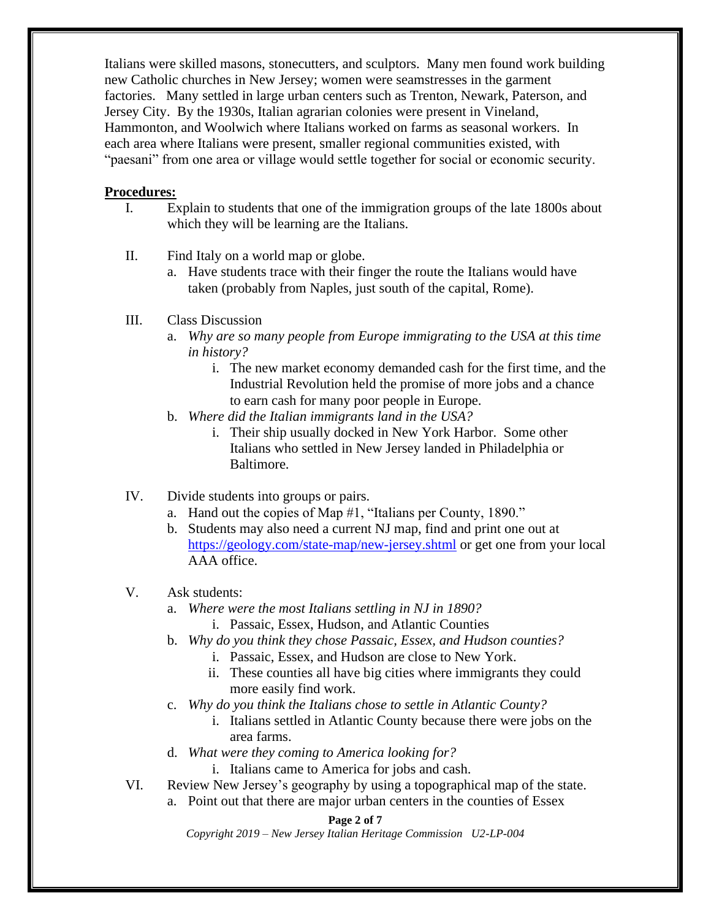Italians were skilled masons, stonecutters, and sculptors. Many men found work building new Catholic churches in New Jersey; women were seamstresses in the garment factories. Many settled in large urban centers such as Trenton, Newark, Paterson, and Jersey City. By the 1930s, Italian agrarian colonies were present in Vineland, Hammonton, and Woolwich where Italians worked on farms as seasonal workers. In each area where Italians were present, smaller regional communities existed, with "paesani" from one area or village would settle together for social or economic security.

**Procedures:**

I. Explain to students that one of the immigration groups of the late 1800s about which they will be learning are the Italians.

II. Find Italy on a world map or globe.
   a. Have students trace with their finger the route the Italians would have taken (probably from Naples, just south of the capital, Rome).

III. Class Discussion
   a. *Why are so many people from Europe immigrating to the USA at this time in history?*
      i. The new market economy demanded cash for the first time, and the Industrial Revolution held the promise of more jobs and a chance to earn cash for many poor people in Europe.
   b. *Where did the Italian immigrants land in the USA?*
      i. Their ship usually docked in New York Harbor. Some other Italians who settled in New Jersey landed in Philadelphia or Baltimore.

IV. Divide students into groups or pairs.
   a. Hand out the copies of Map #1, "Italians per County, 1890."
   b. Students may also need a current NJ map, find and print one out at https://geology.com/state-map/new-jersey.shtml or get one from your local AAA office.

V. Ask students:
   a. *Where were the most Italians settling in NJ in 1890?*
      i. Passaic, Essex, Hudson, and Atlantic Counties
   b. *Why do you think they chose Passaic, Essex, and Hudson counties?*
      i. Passaic, Essex, and Hudson are close to New York.
      ii. These counties all have big cities where immigrants they could more easily find work.
   c. *Why do you think the Italians chose to settle in Atlantic County?*
      i. Italians settled in Atlantic County because there were jobs on the area farms.
   d. *What were they coming to America looking for?*
      i. Italians came to America for jobs and cash.

VI. Review New Jersey's geography by using a topographical map of the state.
   a. Point out that there are major urban centers in the counties of Essex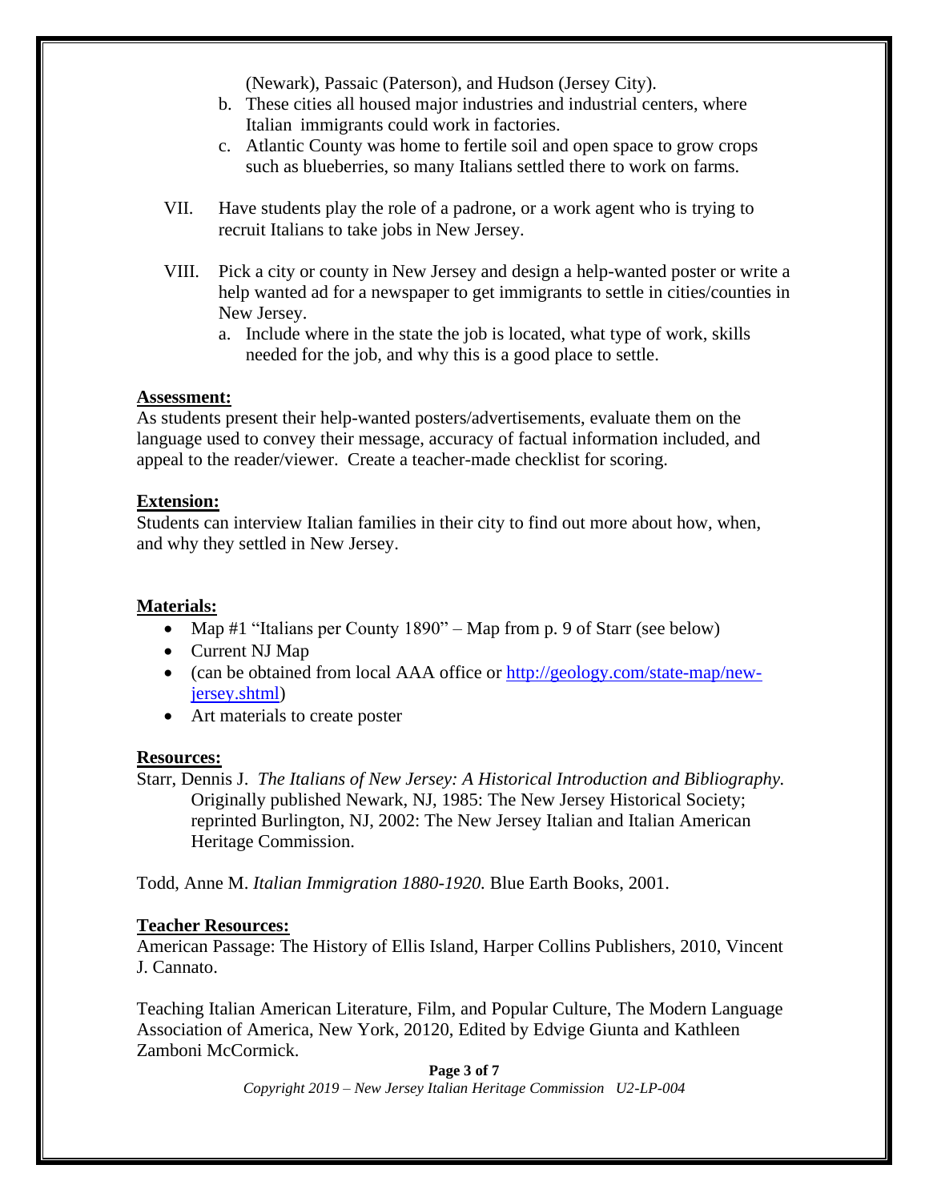(Newark), Passaic (Paterson), and Hudson (Jersey City).

   b. These cities all housed major industries and industrial centers, where Italian immigrants could work in factories.
   c. Atlantic County was home to fertile soil and open space to grow crops such as blueberries, so many Italians settled there to work on farms.

VII. Have students play the role of a padrone, or a work agent who is trying to recruit Italians to take jobs in New Jersey.

VIII. Pick a city or county in New Jersey and design a help-wanted poster or write a help wanted ad for a newspaper to get immigrants to settle in cities/counties in New Jersey.

   a. Include where in the state the job is located, what type of work, skills needed for the job, and why this is a good place to settle.

**Assessment:**

As students present their help-wanted posters/advertisements, evaluate them on the language used to convey their message, accuracy of factual information included, and appeal to the reader/viewer. Create a teacher-made checklist for scoring.

**Extension:**

Students can interview Italian families in their city to find out more about how, when, and why they settled in New Jersey.

**Materials:**

- Map #1 "Italians per County 1890" – Map from p. 9 of Starr (see below)
- Current NJ Map
- (can be obtained from local AAA office or http://geology.com/state-map/new-jersey.shtml)
- Art materials to create poster

**Resources:**

Starr, Dennis J. *The Italians of New Jersey: A Historical Introduction and Bibliography.* Originally published Newark, NJ, 1985: The New Jersey Historical Society; reprinted Burlington, NJ, 2002: The New Jersey Italian and Italian American Heritage Commission.

Todd, Anne M. *Italian Immigration 1880-1920.* Blue Earth Books, 2001.

**Teacher Resources:**

American Passage: The History of Ellis Island, Harper Collins Publishers, 2010, Vincent J. Cannato.

Teaching Italian American Literature, Film, and Popular Culture, The Modern Language Association of America, New York, 20120, Edited by Edvige Giunta and Kathleen Zamboni McCormick.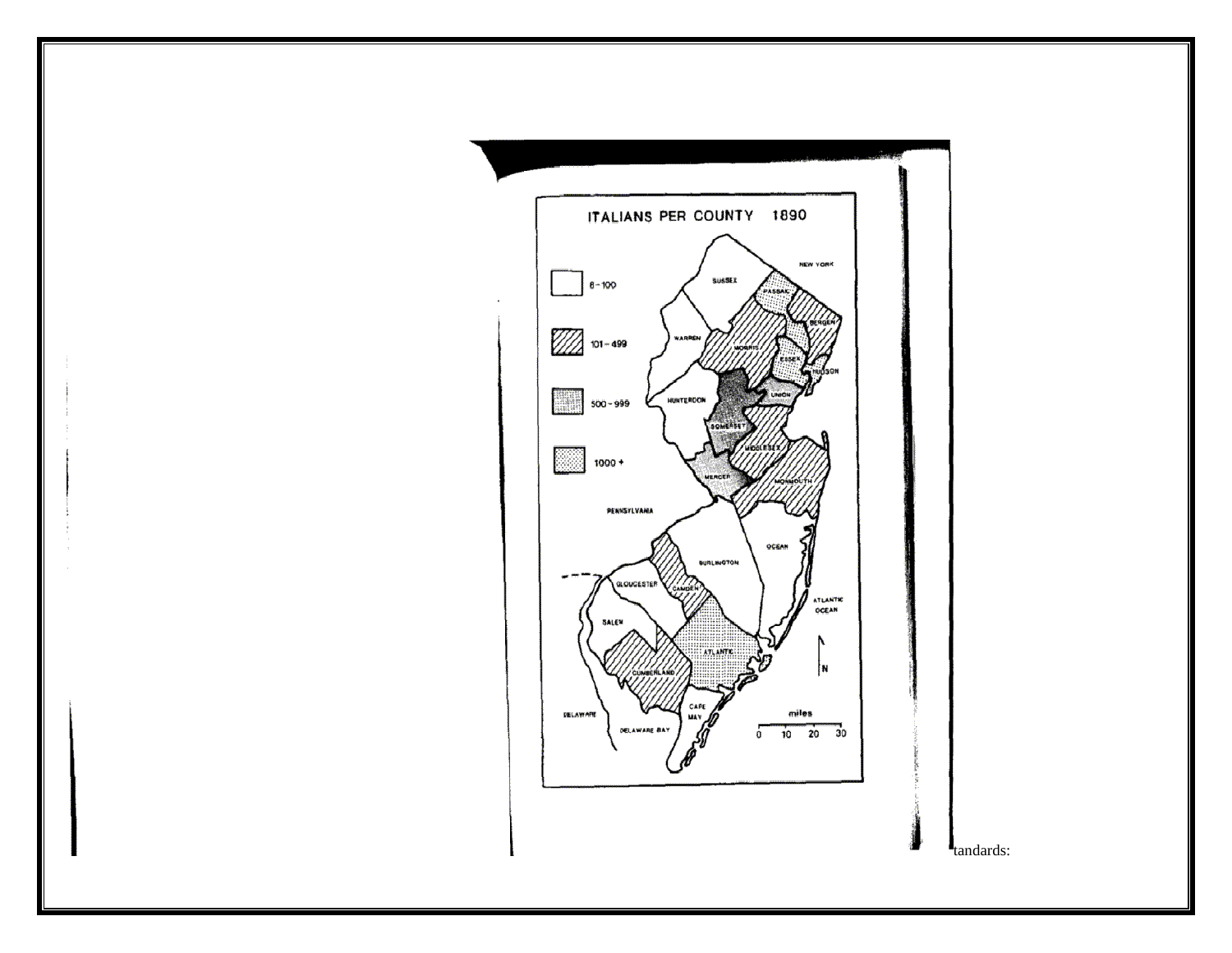ITALIANS PER COUNTY 1890

tandards: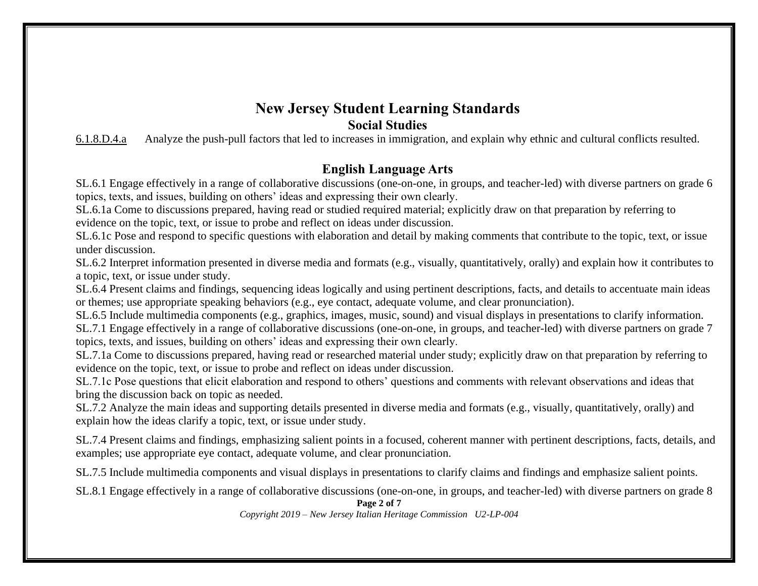# New Jersey Student Learning Standards

## Social Studies

6.1.8.D.4.a Analyze the push-pull factors that led to increases in immigration, and explain why ethnic and cultural conflicts resulted.

## English Language Arts

SL.6.1 Engage effectively in a range of collaborative discussions (one-on-one, in groups, and teacher-led) with diverse partners on grade 6 topics, texts, and issues, building on others' ideas and expressing their own clearly.

SL.6.1a Come to discussions prepared, having read or studied required material; explicitly draw on that preparation by referring to evidence on the topic, text, or issue to probe and reflect on ideas under discussion.

SL.6.1c Pose and respond to specific questions with elaboration and detail by making comments that contribute to the topic, text, or issue under discussion.

SL.6.2 Interpret information presented in diverse media and formats (e.g., visually, quantitatively, orally) and explain how it contributes to a topic, text, or issue under study.

SL.6.4 Present claims and findings, sequencing ideas logically and using pertinent descriptions, facts, and details to accentuate main ideas or themes; use appropriate speaking behaviors (e.g., eye contact, adequate volume, and clear pronunciation).

SL.6.5 Include multimedia components (e.g., graphics, images, music, sound) and visual displays in presentations to clarify information.

SL.7.1 Engage effectively in a range of collaborative discussions (one-on-one, in groups, and teacher-led) with diverse partners on grade 7 topics, texts, and issues, building on others' ideas and expressing their own clearly.

SL.7.1a Come to discussions prepared, having read or researched material under study; explicitly draw on that preparation by referring to evidence on the topic, text, or issue to probe and reflect on ideas under discussion.

SL.7.1c Pose questions that elicit elaboration and respond to others' questions and comments with relevant observations and ideas that bring the discussion back on topic as needed.

SL.7.2 Analyze the main ideas and supporting details presented in diverse media and formats (e.g., visually, quantitatively, orally) and explain how the ideas clarify a topic, text, or issue under study.

SL.7.4 Present claims and findings, emphasizing salient points in a focused, coherent manner with pertinent descriptions, facts, details, and examples; use appropriate eye contact, adequate volume, and clear pronunciation.

SL.7.5 Include multimedia components and visual displays in presentations to clarify claims and findings and emphasize salient points.

SL.8.1 Engage effectively in a range of collaborative discussions (one-on-one, in groups, and teacher-led) with diverse partners on grade 8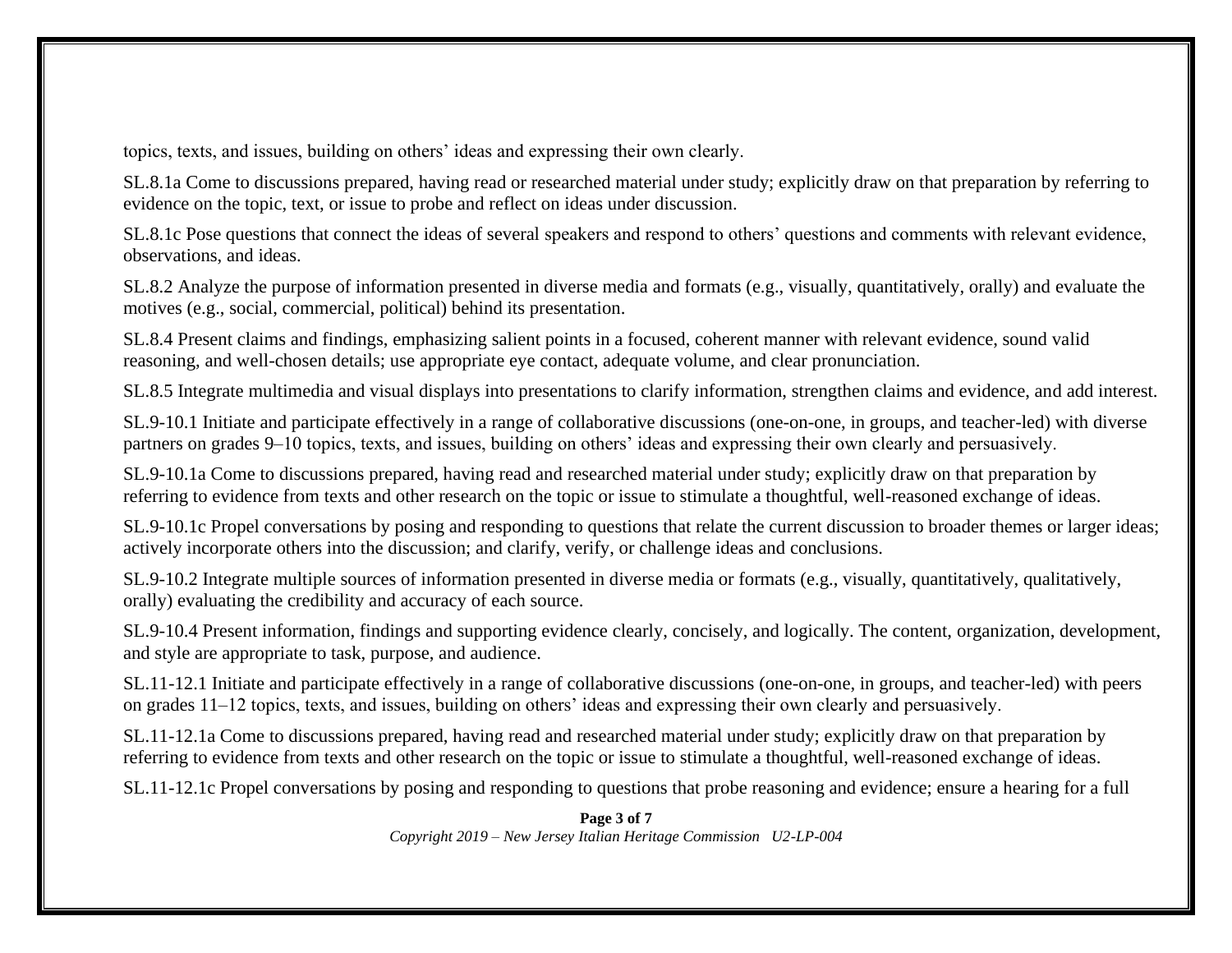topics, texts, and issues, building on others' ideas and expressing their own clearly.

SL.8.1a Come to discussions prepared, having read or researched material under study; explicitly draw on that preparation by referring to evidence on the topic, text, or issue to probe and reflect on ideas under discussion.

SL.8.1c Pose questions that connect the ideas of several speakers and respond to others' questions and comments with relevant evidence, observations, and ideas.

SL.8.2 Analyze the purpose of information presented in diverse media and formats (e.g., visually, quantitatively, orally) and evaluate the motives (e.g., social, commercial, political) behind its presentation.

SL.8.4 Present claims and findings, emphasizing salient points in a focused, coherent manner with relevant evidence, sound valid reasoning, and well-chosen details; use appropriate eye contact, adequate volume, and clear pronunciation.

SL.8.5 Integrate multimedia and visual displays into presentations to clarify information, strengthen claims and evidence, and add interest.

SL.9-10.1 Initiate and participate effectively in a range of collaborative discussions (one-on-one, in groups, and teacher-led) with diverse partners on grades 9–10 topics, texts, and issues, building on others' ideas and expressing their own clearly and persuasively.

SL.9-10.1a Come to discussions prepared, having read and researched material under study; explicitly draw on that preparation by referring to evidence from texts and other research on the topic or issue to stimulate a thoughtful, well-reasoned exchange of ideas.

SL.9-10.1c Propel conversations by posing and responding to questions that relate the current discussion to broader themes or larger ideas; actively incorporate others into the discussion; and clarify, verify, or challenge ideas and conclusions.

SL.9-10.2 Integrate multiple sources of information presented in diverse media or formats (e.g., visually, quantitatively, qualitatively, orally) evaluating the credibility and accuracy of each source.

SL.9-10.4 Present information, findings and supporting evidence clearly, concisely, and logically. The content, organization, development, and style are appropriate to task, purpose, and audience.

SL.11-12.1 Initiate and participate effectively in a range of collaborative discussions (one-on-one, in groups, and teacher-led) with peers on grades 11–12 topics, texts, and issues, building on others' ideas and expressing their own clearly and persuasively.

SL.11-12.1a Come to discussions prepared, having read and researched material under study; explicitly draw on that preparation by referring to evidence from texts and other research on the topic or issue to stimulate a thoughtful, well-reasoned exchange of ideas.

SL.11-12.1c Propel conversations by posing and responding to questions that probe reasoning and evidence; ensure a hearing for a full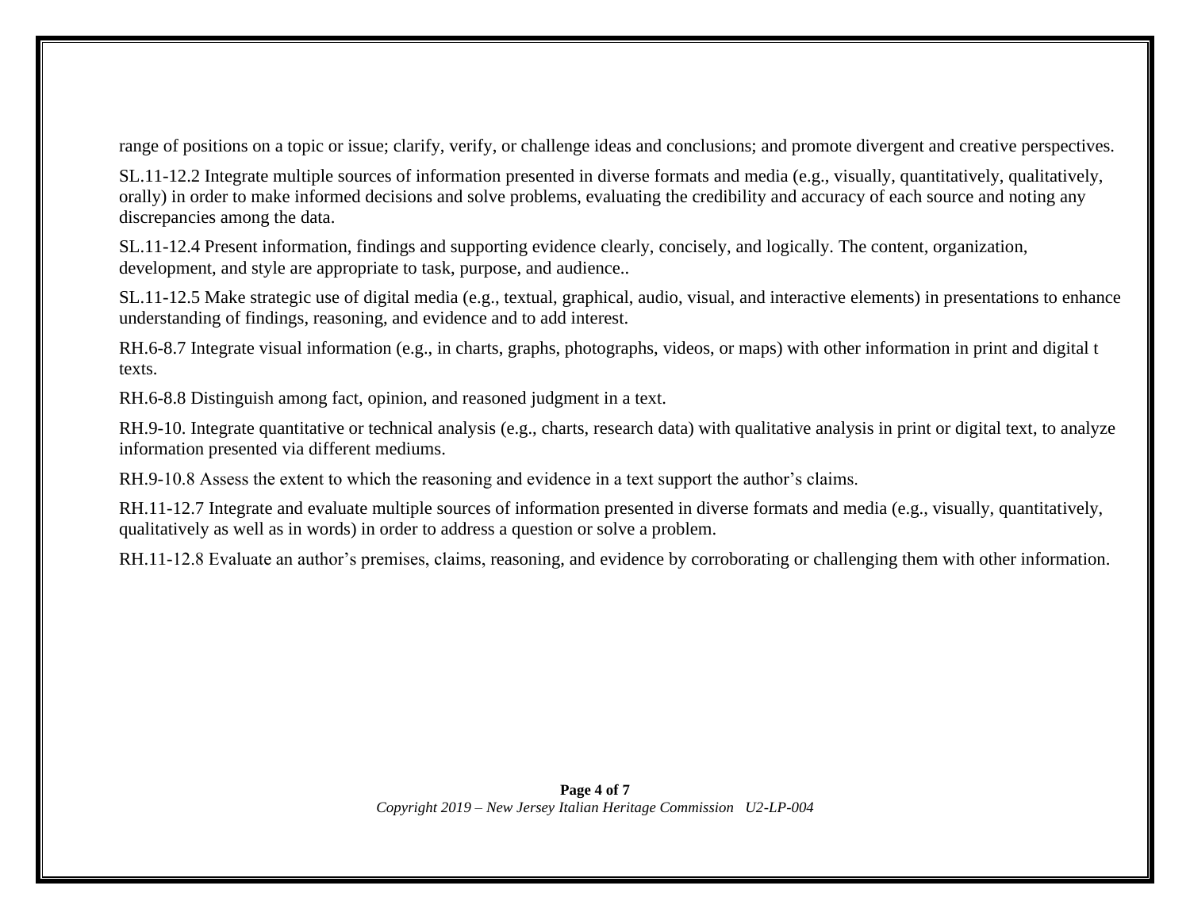range of positions on a topic or issue; clarify, verify, or challenge ideas and conclusions; and promote divergent and creative perspectives.

SL.11-12.2 Integrate multiple sources of information presented in diverse formats and media (e.g., visually, quantitatively, qualitatively, orally) in order to make informed decisions and solve problems, evaluating the credibility and accuracy of each source and noting any discrepancies among the data.

SL.11-12.4 Present information, findings and supporting evidence clearly, concisely, and logically. The content, organization, development, and style are appropriate to task, purpose, and audience..

SL.11-12.5 Make strategic use of digital media (e.g., textual, graphical, audio, visual, and interactive elements) in presentations to enhance understanding of findings, reasoning, and evidence and to add interest.

RH.6-8.7 Integrate visual information (e.g., in charts, graphs, photographs, videos, or maps) with other information in print and digital t texts.

RH.6-8.8 Distinguish among fact, opinion, and reasoned judgment in a text.

RH.9-10. Integrate quantitative or technical analysis (e.g., charts, research data) with qualitative analysis in print or digital text, to analyze information presented via different mediums.

RH.9-10.8 Assess the extent to which the reasoning and evidence in a text support the author's claims.

RH.11-12.7 Integrate and evaluate multiple sources of information presented in diverse formats and media (e.g., visually, quantitatively, qualitatively as well as in words) in order to address a question or solve a problem.

RH.11-12.8 Evaluate an author's premises, claims, reasoning, and evidence by corroborating or challenging them with other information.